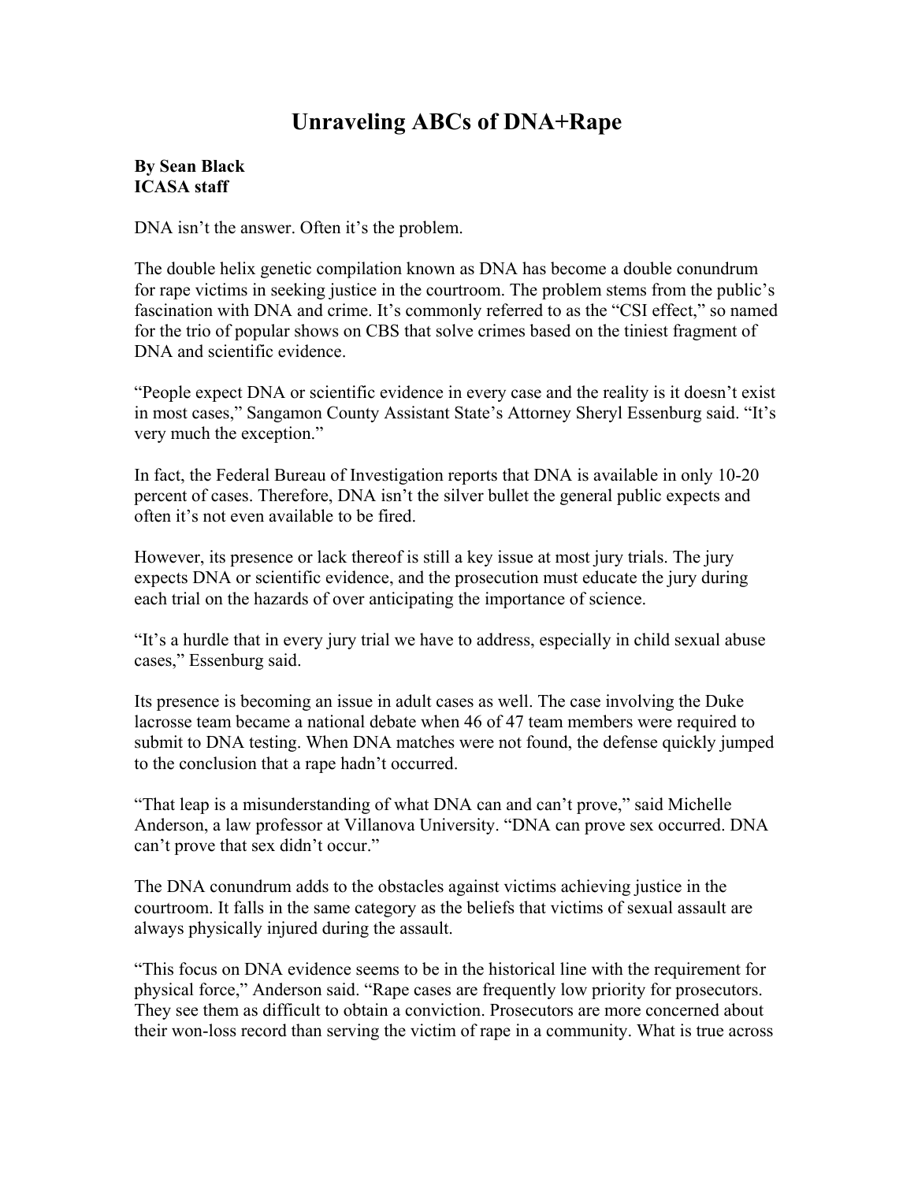# Unraveling ABCs of DNA+Rape

**By Sean Black**
**ICASA staff**

DNA isn't the answer. Often it's the problem.

The double helix genetic compilation known as DNA has become a double conundrum for rape victims in seeking justice in the courtroom. The problem stems from the public's fascination with DNA and crime. It's commonly referred to as the "CSI effect," so named for the trio of popular shows on CBS that solve crimes based on the tiniest fragment of DNA and scientific evidence.

"People expect DNA or scientific evidence in every case and the reality is it doesn't exist in most cases," Sangamon County Assistant State's Attorney Sheryl Essenburg said. "It's very much the exception."

In fact, the Federal Bureau of Investigation reports that DNA is available in only 10-20 percent of cases. Therefore, DNA isn't the silver bullet the general public expects and often it's not even available to be fired.

However, its presence or lack thereof is still a key issue at most jury trials. The jury expects DNA or scientific evidence, and the prosecution must educate the jury during each trial on the hazards of over anticipating the importance of science.

"It's a hurdle that in every jury trial we have to address, especially in child sexual abuse cases," Essenburg said.

Its presence is becoming an issue in adult cases as well. The case involving the Duke lacrosse team became a national debate when 46 of 47 team members were required to submit to DNA testing. When DNA matches were not found, the defense quickly jumped to the conclusion that a rape hadn't occurred.

"That leap is a misunderstanding of what DNA can and can't prove," said Michelle Anderson, a law professor at Villanova University. "DNA can prove sex occurred. DNA can't prove that sex didn't occur."

The DNA conundrum adds to the obstacles against victims achieving justice in the courtroom. It falls in the same category as the beliefs that victims of sexual assault are always physically injured during the assault.

"This focus on DNA evidence seems to be in the historical line with the requirement for physical force," Anderson said. "Rape cases are frequently low priority for prosecutors. They see them as difficult to obtain a conviction. Prosecutors are more concerned about their won-loss record than serving the victim of rape in a community. What is true across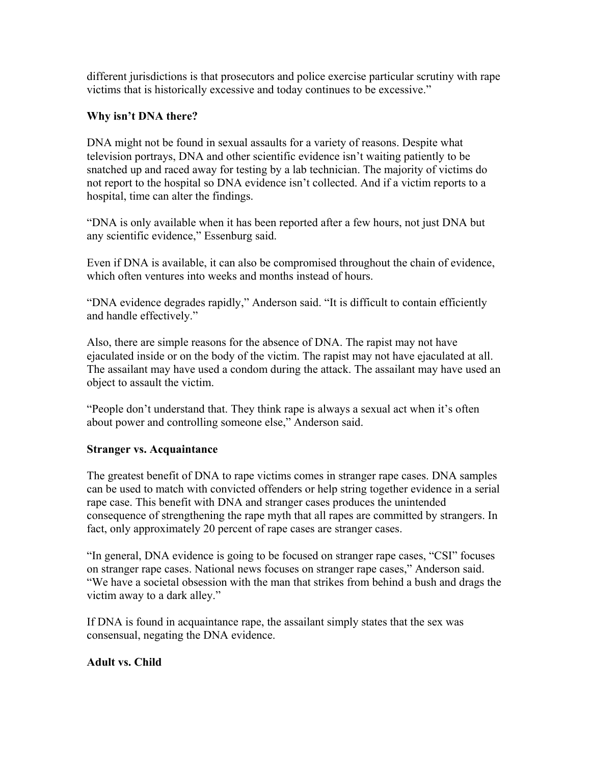different jurisdictions is that prosecutors and police exercise particular scrutiny with rape victims that is historically excessive and today continues to be excessive."

**Why isn't DNA there?**

DNA might not be found in sexual assaults for a variety of reasons. Despite what television portrays, DNA and other scientific evidence isn't waiting patiently to be snatched up and raced away for testing by a lab technician. The majority of victims do not report to the hospital so DNA evidence isn't collected. And if a victim reports to a hospital, time can alter the findings.

"DNA is only available when it has been reported after a few hours, not just DNA but any scientific evidence," Essenburg said.

Even if DNA is available, it can also be compromised throughout the chain of evidence, which often ventures into weeks and months instead of hours.

"DNA evidence degrades rapidly," Anderson said. "It is difficult to contain efficiently and handle effectively."

Also, there are simple reasons for the absence of DNA. The rapist may not have ejaculated inside or on the body of the victim. The rapist may not have ejaculated at all. The assailant may have used a condom during the attack. The assailant may have used an object to assault the victim.

"People don't understand that. They think rape is always a sexual act when it's often about power and controlling someone else," Anderson said.

**Stranger vs. Acquaintance**

The greatest benefit of DNA to rape victims comes in stranger rape cases. DNA samples can be used to match with convicted offenders or help string together evidence in a serial rape case. This benefit with DNA and stranger cases produces the unintended consequence of strengthening the rape myth that all rapes are committed by strangers. In fact, only approximately 20 percent of rape cases are stranger cases.

"In general, DNA evidence is going to be focused on stranger rape cases, "CSI" focuses on stranger rape cases. National news focuses on stranger rape cases," Anderson said. "We have a societal obsession with the man that strikes from behind a bush and drags the victim away to a dark alley."

If DNA is found in acquaintance rape, the assailant simply states that the sex was consensual, negating the DNA evidence.

**Adult vs. Child**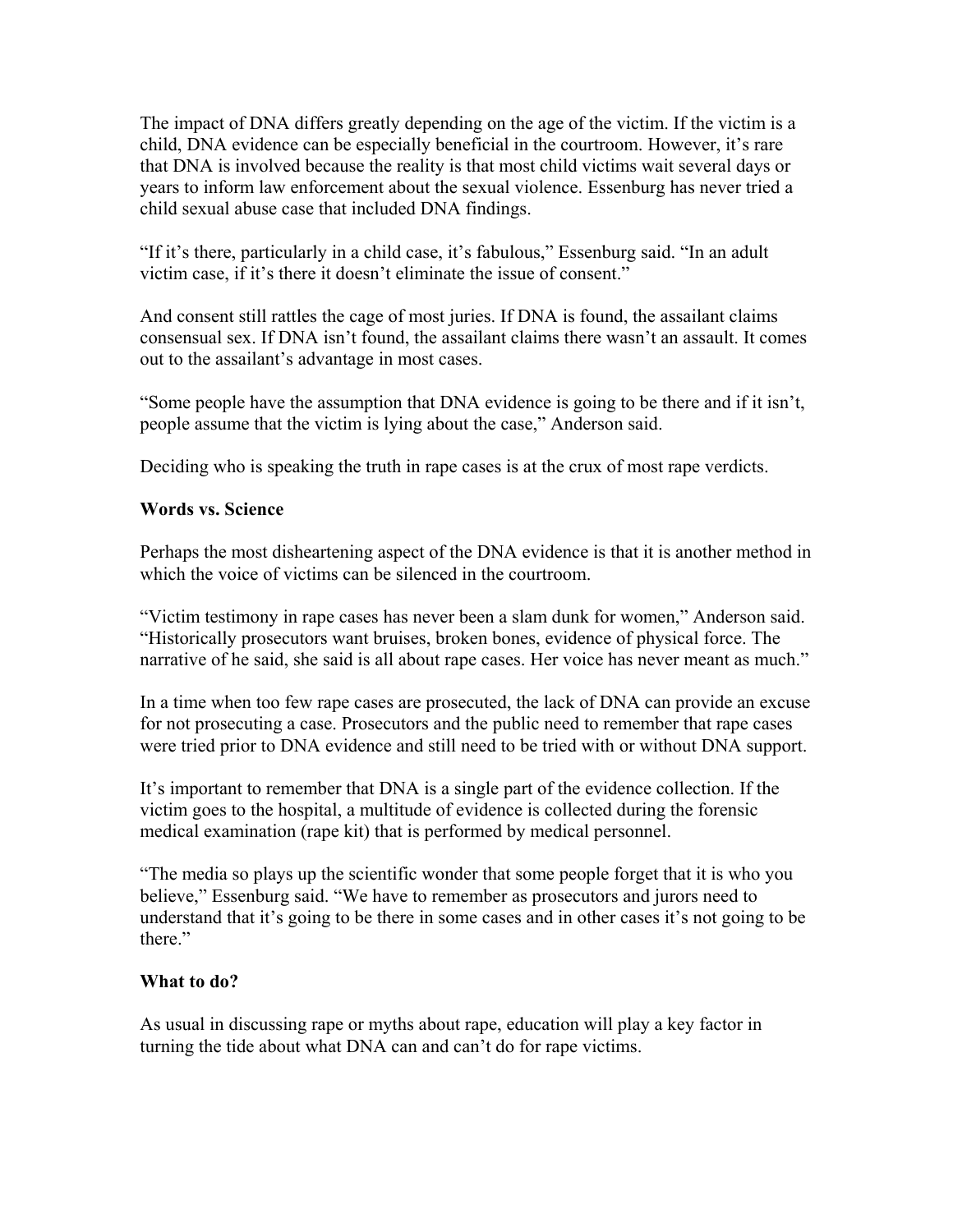The impact of DNA differs greatly depending on the age of the victim. If the victim is a child, DNA evidence can be especially beneficial in the courtroom. However, it's rare that DNA is involved because the reality is that most child victims wait several days or years to inform law enforcement about the sexual violence. Essenburg has never tried a child sexual abuse case that included DNA findings.

"If it's there, particularly in a child case, it's fabulous," Essenburg said. "In an adult victim case, if it's there it doesn't eliminate the issue of consent."

And consent still rattles the cage of most juries. If DNA is found, the assailant claims consensual sex. If DNA isn't found, the assailant claims there wasn't an assault. It comes out to the assailant's advantage in most cases.

"Some people have the assumption that DNA evidence is going to be there and if it isn't, people assume that the victim is lying about the case," Anderson said.

Deciding who is speaking the truth in rape cases is at the crux of most rape verdicts.

**Words vs. Science**

Perhaps the most disheartening aspect of the DNA evidence is that it is another method in which the voice of victims can be silenced in the courtroom.

"Victim testimony in rape cases has never been a slam dunk for women," Anderson said. "Historically prosecutors want bruises, broken bones, evidence of physical force. The narrative of he said, she said is all about rape cases. Her voice has never meant as much."

In a time when too few rape cases are prosecuted, the lack of DNA can provide an excuse for not prosecuting a case. Prosecutors and the public need to remember that rape cases were tried prior to DNA evidence and still need to be tried with or without DNA support.

It's important to remember that DNA is a single part of the evidence collection. If the victim goes to the hospital, a multitude of evidence is collected during the forensic medical examination (rape kit) that is performed by medical personnel.

"The media so plays up the scientific wonder that some people forget that it is who you believe," Essenburg said. "We have to remember as prosecutors and jurors need to understand that it's going to be there in some cases and in other cases it's not going to be there."

**What to do?**

As usual in discussing rape or myths about rape, education will play a key factor in turning the tide about what DNA can and can't do for rape victims.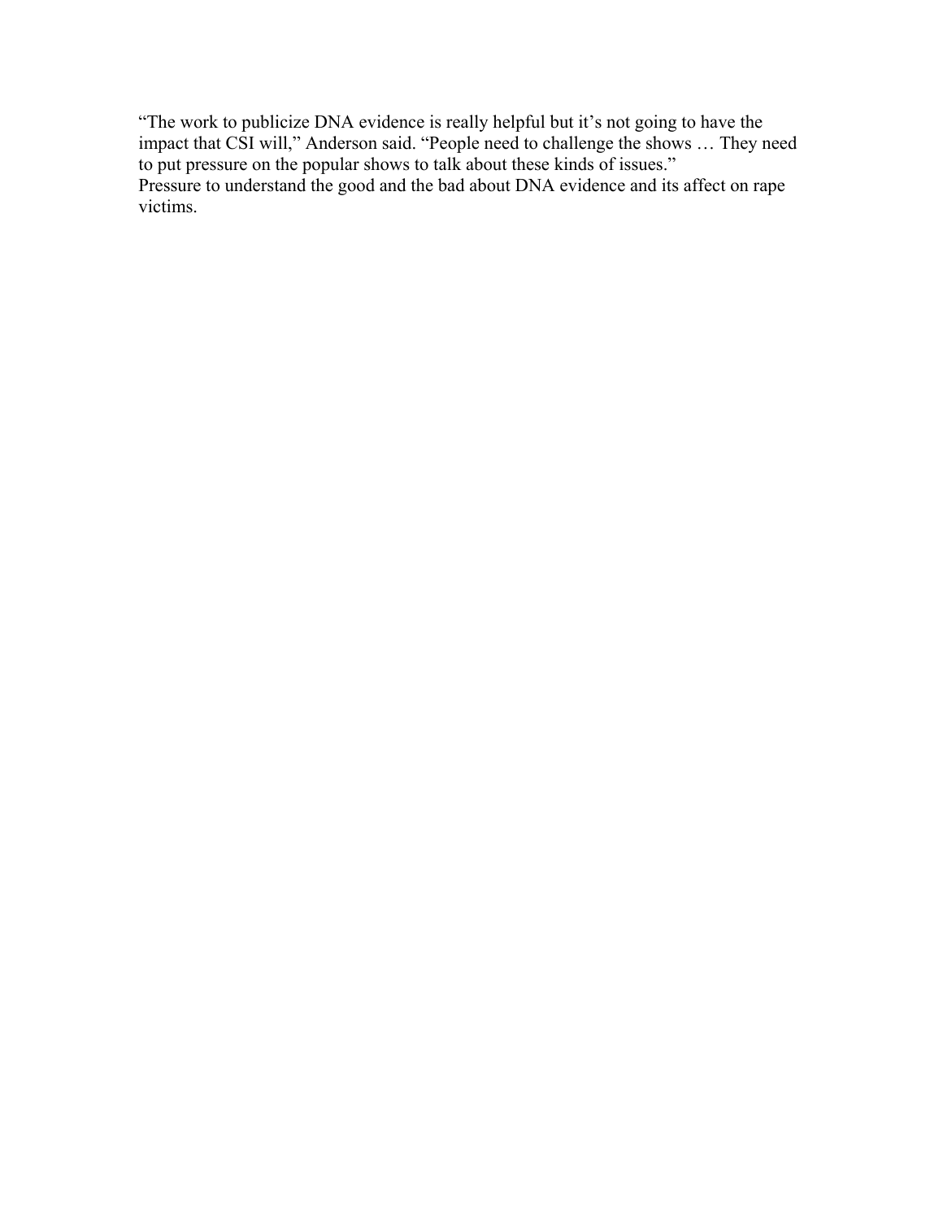"The work to publicize DNA evidence is really helpful but it's not going to have the impact that CSI will," Anderson said. "People need to challenge the shows … They need to put pressure on the popular shows to talk about these kinds of issues."

Pressure to understand the good and the bad about DNA evidence and its affect on rape victims.